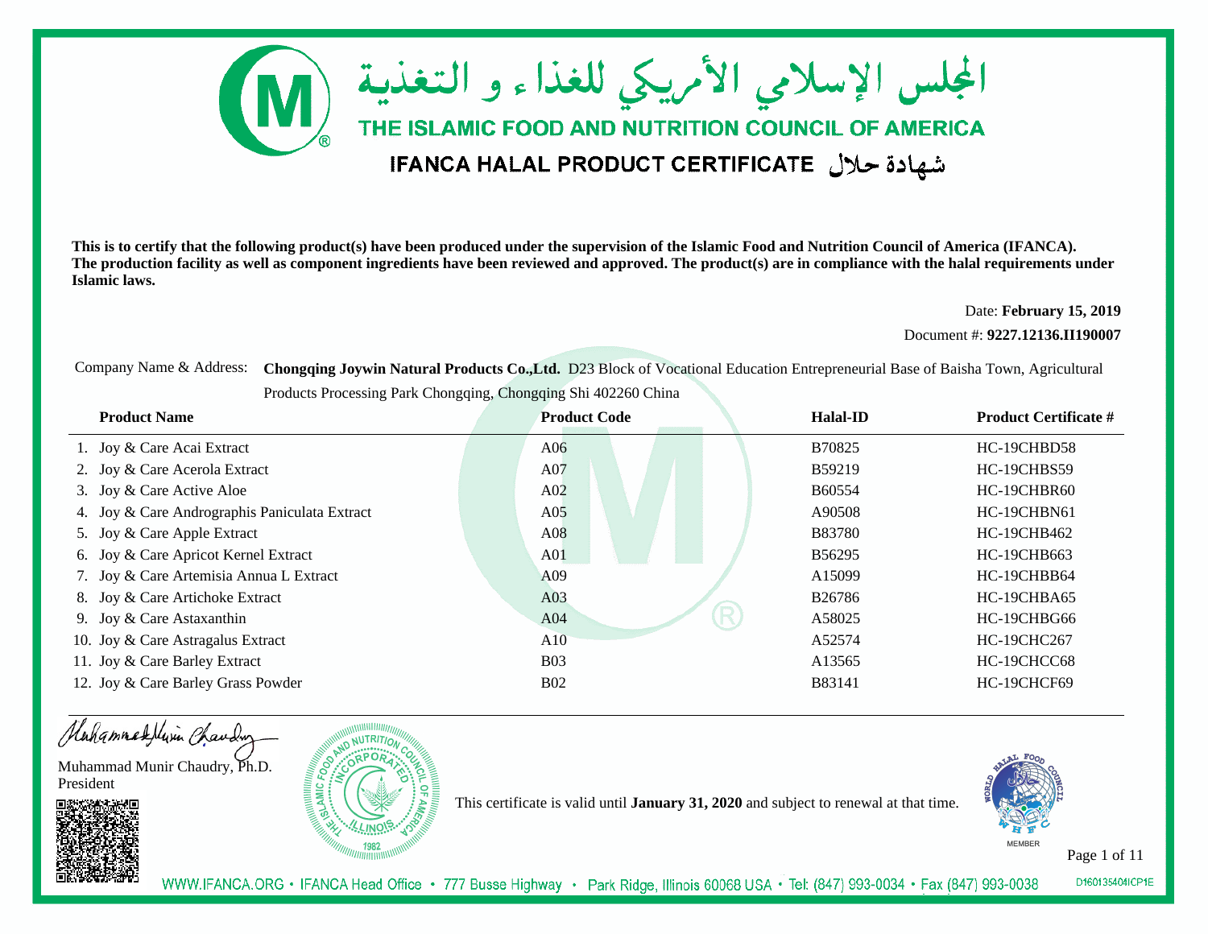# المجلس الإسلامي الأمريكي للغذاء و التغذية

## THE ISLAMIC FOOD AND NUTRITION COUNCIL OF AMERICA

### IFANCA HALAL PRODUCT CERTIFICATE شهادة حلال

**This is to certify that the following product(s) have been produced under the supervision of the Islamic Food and Nutrition Council of America (IFANCA). The production facility as well as component ingredients have been reviewed and approved. The product(s) are in compliance with the halal requirements under Islamic laws.**

Date: **February 15, 2019**

Document #: **9227.12136.II190007**

Company Name & Address: **Chongqing Joywin Natural Products Co.,Ltd.** D23 Block of Vocational Education Entrepreneurial Base of Baisha Town, Agricultural Products Processing Park Chongqing, Chongqing Shi 402260 China

| Product Name | Product Code | Halal-ID | Product Certificate # |
|---|---|---|---|
| 1. Joy & Care Acai Extract | A06 | B70825 | HC-19CHBD58 |
| 2. Joy & Care Acerola Extract | A07 | B59219 | HC-19CHBS59 |
| 3. Joy & Care Active Aloe | A02 | B60554 | HC-19CHBR60 |
| 4. Joy & Care Andrographis Paniculata Extract | A05 | A90508 | HC-19CHBN61 |
| 5. Joy & Care Apple Extract | A08 | B83780 | HC-19CHB462 |
| 6. Joy & Care Apricot Kernel Extract | A01 | B56295 | HC-19CHB663 |
| 7. Joy & Care Artemisia Annua L Extract | A09 | A15099 | HC-19CHBB64 |
| 8. Joy & Care Artichoke Extract | A03 | B26786 | HC-19CHBA65 |
| 9. Joy & Care Astaxanthin | A04 | A58025 | HC-19CHBG66 |
| 10. Joy & Care Astragalus Extract | A10 | A52574 | HC-19CHC267 |
| 11. Joy & Care Barley Extract | B03 | A13565 | HC-19CHCC68 |
| 12. Joy & Care Barley Grass Powder | B02 | B83141 | HC-19CHCF69 |

Muhammad Munir Chaudry, Ph.D.
President

This certificate is valid until **January 31, 2020** and subject to renewal at that time.

MEMBER

WWW.IFANCA.ORG • IFANCA Head Office • 777 Busse Highway • Park Ridge, Illinois 60068 USA • Tel: (847) 993-0034 • Fax (847) 993-0038

D160135404ICP1E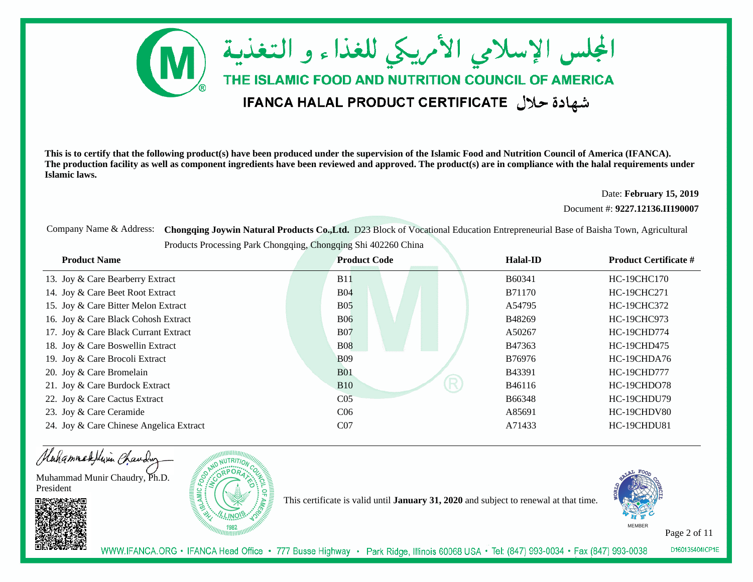# المجلس الإسلامي الأمريكي للغذاء و التغذية

## THE ISLAMIC FOOD AND NUTRITION COUNCIL OF AMERICA

## IFANCA HALAL PRODUCT CERTIFICATE شهادة حلال

**This is to certify that the following product(s) have been produced under the supervision of the Islamic Food and Nutrition Council of America (IFANCA). The production facility as well as component ingredients have been reviewed and approved. The product(s) are in compliance with the halal requirements under Islamic laws.**

Date: **February 15, 2019**

Document #: **9227.12136.II190007**

Company Name & Address: **Chongqing Joywin Natural Products Co.,Ltd.** D23 Block of Vocational Education Entrepreneurial Base of Baisha Town, Agricultural Products Processing Park Chongqing, Chongqing Shi 402260 China

| Product Name | Product Code | Halal-ID | Product Certificate # |
|---|---|---|---|
| 13. Joy & Care Bearberry Extract | B11 | B60341 | HC-19CHC170 |
| 14. Joy & Care Beet Root Extract | B04 | B71170 | HC-19CHC271 |
| 15. Joy & Care Bitter Melon Extract | B05 | A54795 | HC-19CHC372 |
| 16. Joy & Care Black Cohosh Extract | B06 | B48269 | HC-19CHC973 |
| 17. Joy & Care Black Currant Extract | B07 | A50267 | HC-19CHD774 |
| 18. Joy & Care Boswellin Extract | B08 | B47363 | HC-19CHD475 |
| 19. Joy & Care Brocoli Extract | B09 | B76976 | HC-19CHDA76 |
| 20. Joy & Care Bromelain | B01 | B43391 | HC-19CHD777 |
| 21. Joy & Care Burdock Extract | B10 | B46116 | HC-19CHDO78 |
| 22. Joy & Care Cactus Extract | C05 | B66348 | HC-19CHDU79 |
| 23. Joy & Care Ceramide | C06 | A85691 | HC-19CHDV80 |
| 24. Joy & Care Chinese Angelica Extract | C07 | A71433 | HC-19CHDU81 |

Muhammad Munir Chaudry, Ph.D.
President

This certificate is valid until **January 31, 2020** and subject to renewal at that time.

MEMBER

WWW.IFANCA.ORG • IFANCA Head Office • 777 Busse Highway • Park Ridge, Illinois 60068 USA • Tel: (847) 993-0034 • Fax (847) 993-0038

D160135404ICP1E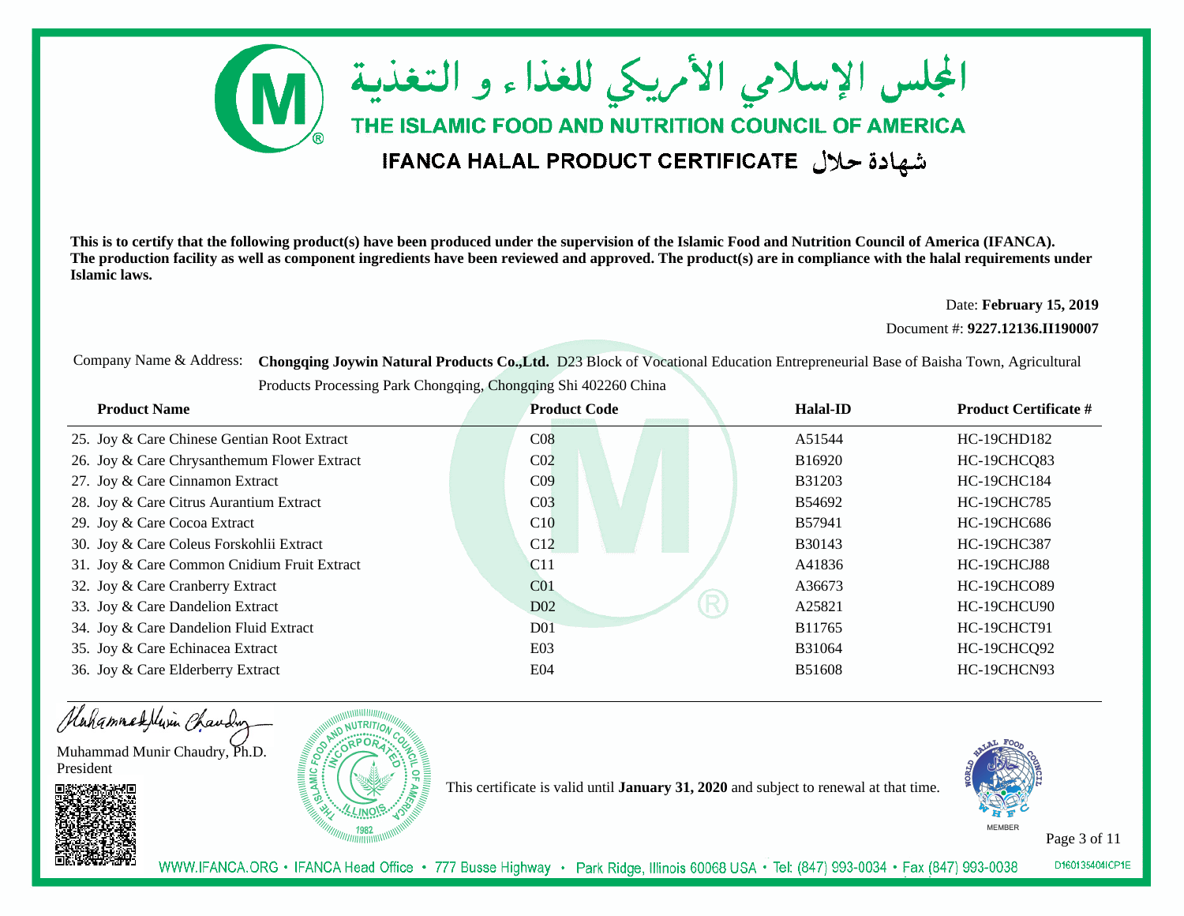# المجلس الإسلامي الأمريكي للغذاء و التغذية

## THE ISLAMIC FOOD AND NUTRITION COUNCIL OF AMERICA

## IFANCA HALAL PRODUCT CERTIFICATE شهادة حلال

**This is to certify that the following product(s) have been produced under the supervision of the Islamic Food and Nutrition Council of America (IFANCA). The production facility as well as component ingredients have been reviewed and approved. The product(s) are in compliance with the halal requirements under Islamic laws.**

Date: **February 15, 2019**

Document #: **9227.12136.II190007**

Company Name & Address: **Chongqing Joywin Natural Products Co.,Ltd.** D23 Block of Vocational Education Entrepreneurial Base of Baisha Town, Agricultural Products Processing Park Chongqing, Chongqing Shi 402260 China

| Product Name | Product Code | Halal-ID | Product Certificate # |
|---|---|---|---|
| 25. Joy & Care Chinese Gentian Root Extract | C08 | A51544 | HC-19CHD182 |
| 26. Joy & Care Chrysanthemum Flower Extract | C02 | B16920 | HC-19CHCQ83 |
| 27. Joy & Care Cinnamon Extract | C09 | B31203 | HC-19CHC184 |
| 28. Joy & Care Citrus Aurantium Extract | C03 | B54692 | HC-19CHC785 |
| 29. Joy & Care Cocoa Extract | C10 | B57941 | HC-19CHC686 |
| 30. Joy & Care Coleus Forskohlii Extract | C12 | B30143 | HC-19CHC387 |
| 31. Joy & Care Common Cnidium Fruit Extract | C11 | A41836 | HC-19CHCJ88 |
| 32. Joy & Care Cranberry Extract | C01 | A36673 | HC-19CHCO89 |
| 33. Joy & Care Dandelion Extract | D02 | A25821 | HC-19CHCU90 |
| 34. Joy & Care Dandelion Fluid Extract | D01 | B11765 | HC-19CHCT91 |
| 35. Joy & Care Echinacea Extract | E03 | B31064 | HC-19CHCQ92 |
| 36. Joy & Care Elderberry Extract | E04 | B51608 | HC-19CHCN93 |

Muhammad Munir Chaudry, Ph.D.
President

This certificate is valid until **January 31, 2020** and subject to renewal at that time.

MEMBER

WWW.IFANCA.ORG • IFANCA Head Office • 777 Busse Highway • Park Ridge, Illinois 60068 USA • Tel: (847) 993-0034 • Fax (847) 993-0038

D160135404ICP1E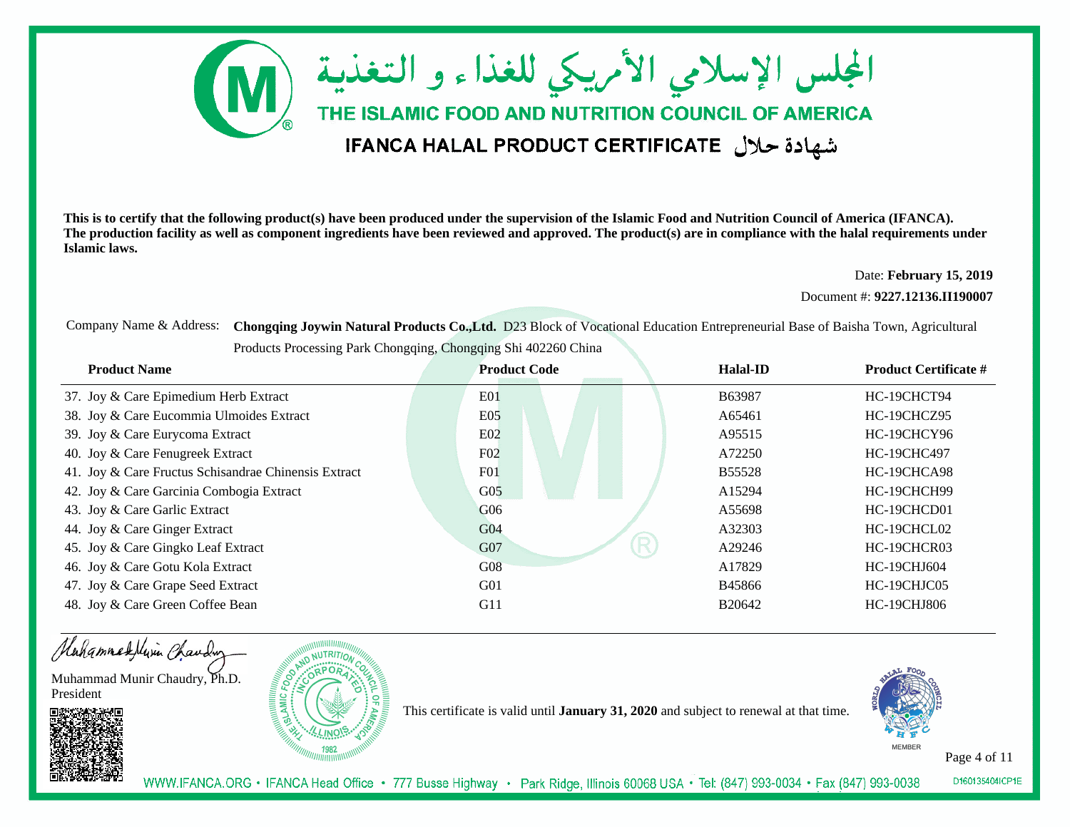# المجلس الإسلامي الأمريكي للغذاء و التغذية

## THE ISLAMIC FOOD AND NUTRITION COUNCIL OF AMERICA

## IFANCA HALAL PRODUCT CERTIFICATE شهادة حلال

**This is to certify that the following product(s) have been produced under the supervision of the Islamic Food and Nutrition Council of America (IFANCA). The production facility as well as component ingredients have been reviewed and approved. The product(s) are in compliance with the halal requirements under Islamic laws.**

Date: **February 15, 2019**

Document #: **9227.12136.II190007**

Company Name & Address: **Chongqing Joywin Natural Products Co.,Ltd.** D23 Block of Vocational Education Entrepreneurial Base of Baisha Town, Agricultural Products Processing Park Chongqing, Chongqing Shi 402260 China

| Product Name | Product Code | Halal-ID | Product Certificate # |
|---|---|---|---|
| 37. Joy & Care Epimedium Herb Extract | E01 | B63987 | HC-19CHCT94 |
| 38. Joy & Care Eucommia Ulmoides Extract | E05 | A65461 | HC-19CHCZ95 |
| 39. Joy & Care Eurycoma Extract | E02 | A95515 | HC-19CHCY96 |
| 40. Joy & Care Fenugreek Extract | F02 | A72250 | HC-19CHC497 |
| 41. Joy & Care Fructus Schisandrae Chinensis Extract | F01 | B55528 | HC-19CHCA98 |
| 42. Joy & Care Garcinia Combogia Extract | G05 | A15294 | HC-19CHCH99 |
| 43. Joy & Care Garlic Extract | G06 | A55698 | HC-19CHCD01 |
| 44. Joy & Care Ginger Extract | G04 | A32303 | HC-19CHCL02 |
| 45. Joy & Care Gingko Leaf Extract | G07 | A29246 | HC-19CHCR03 |
| 46. Joy & Care Gotu Kola Extract | G08 | A17829 | HC-19CHJ604 |
| 47. Joy & Care Grape Seed Extract | G01 | B45866 | HC-19CHJC05 |
| 48. Joy & Care Green Coffee Bean | G11 | B20642 | HC-19CHJ806 |

Muhammad Munir Chaudry, Ph.D.
President

This certificate is valid until **January 31, 2020** and subject to renewal at that time.

MEMBER

WWW.IFANCA.ORG • IFANCA Head Office • 777 Busse Highway • Park Ridge, Illinois 60068 USA • Tel: (847) 993-0034 • Fax (847) 993-0038

D160135404ICP1E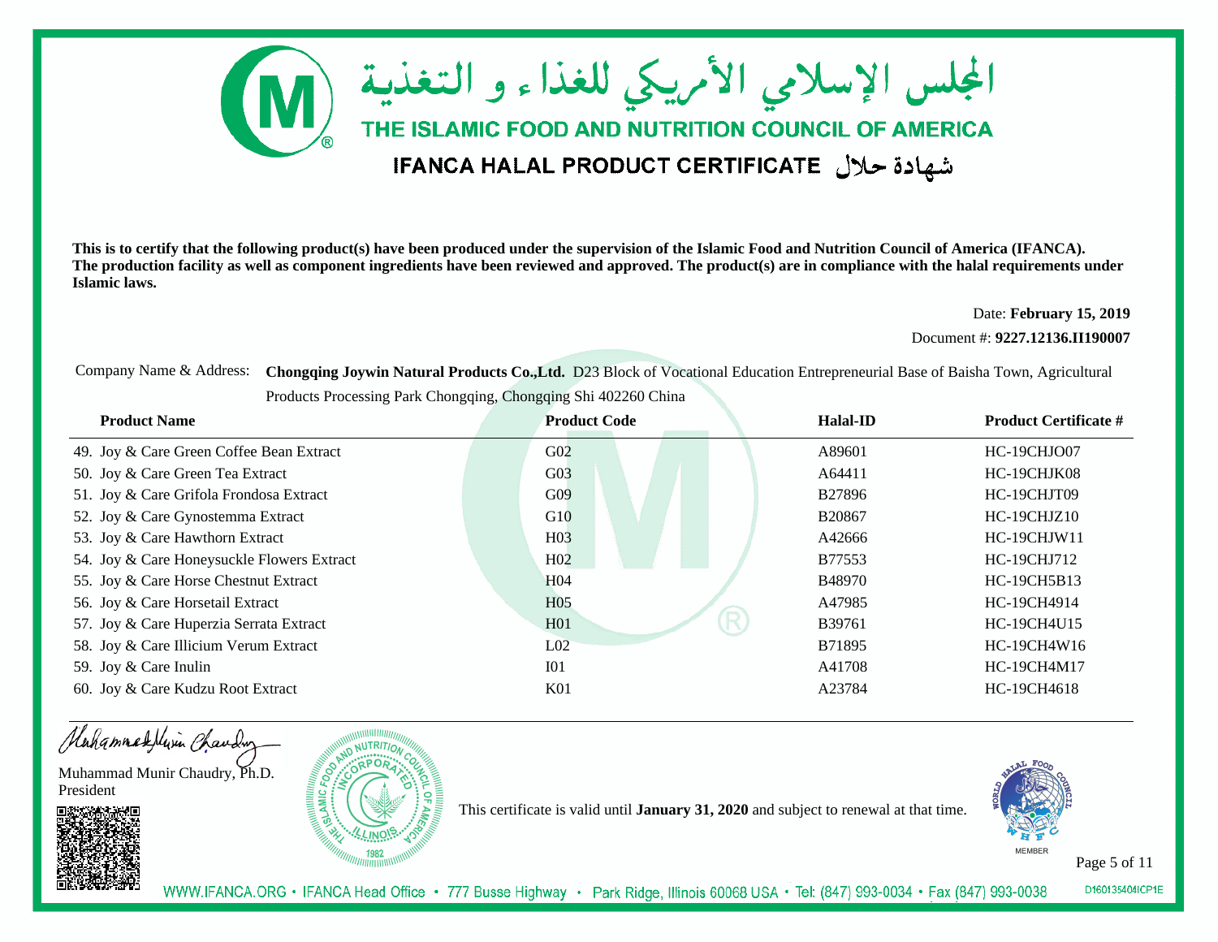# المجلس الإسلامي الأمريكي للغذاء و التغذية

## THE ISLAMIC FOOD AND NUTRITION COUNCIL OF AMERICA

## IFANCA HALAL PRODUCT CERTIFICATE شهادة حلال

**This is to certify that the following product(s) have been produced under the supervision of the Islamic Food and Nutrition Council of America (IFANCA). The production facility as well as component ingredients have been reviewed and approved. The product(s) are in compliance with the halal requirements under Islamic laws.**

Date: **February 15, 2019**

Document #: **9227.12136.II190007**

Company Name & Address: **Chongqing Joywin Natural Products Co.,Ltd.** D23 Block of Vocational Education Entrepreneurial Base of Baisha Town, Agricultural Products Processing Park Chongqing, Chongqing Shi 402260 China

| Product Name | Product Code | Halal-ID | Product Certificate # |
|---|---|---|---|
| 49. Joy & Care Green Coffee Bean Extract | G02 | A89601 | HC-19CHJO07 |
| 50. Joy & Care Green Tea Extract | G03 | A64411 | HC-19CHJK08 |
| 51. Joy & Care Grifola Frondosa Extract | G09 | B27896 | HC-19CHJT09 |
| 52. Joy & Care Gynostemma Extract | G10 | B20867 | HC-19CHJZ10 |
| 53. Joy & Care Hawthorn Extract | H03 | A42666 | HC-19CHJW11 |
| 54. Joy & Care Honeysuckle Flowers Extract | H02 | B77553 | HC-19CHJ712 |
| 55. Joy & Care Horse Chestnut Extract | H04 | B48970 | HC-19CH5B13 |
| 56. Joy & Care Horsetail Extract | H05 | A47985 | HC-19CH4914 |
| 57. Joy & Care Huperzia Serrata Extract | H01 | B39761 | HC-19CH4U15 |
| 58. Joy & Care Illicium Verum Extract | L02 | B71895 | HC-19CH4W16 |
| 59. Joy & Care Inulin | I01 | A41708 | HC-19CH4M17 |
| 60. Joy & Care Kudzu Root Extract | K01 | A23784 | HC-19CH4618 |

Muhammad Munir Chaudry, Ph.D.
President

This certificate is valid until **January 31, 2020** and subject to renewal at that time.

MEMBER

WWW.IFANCA.ORG • IFANCA Head Office • 777 Busse Highway • Park Ridge, Illinois 60068 USA • Tel: (847) 993-0034 • Fax (847) 993-0038

D160135404ICP1E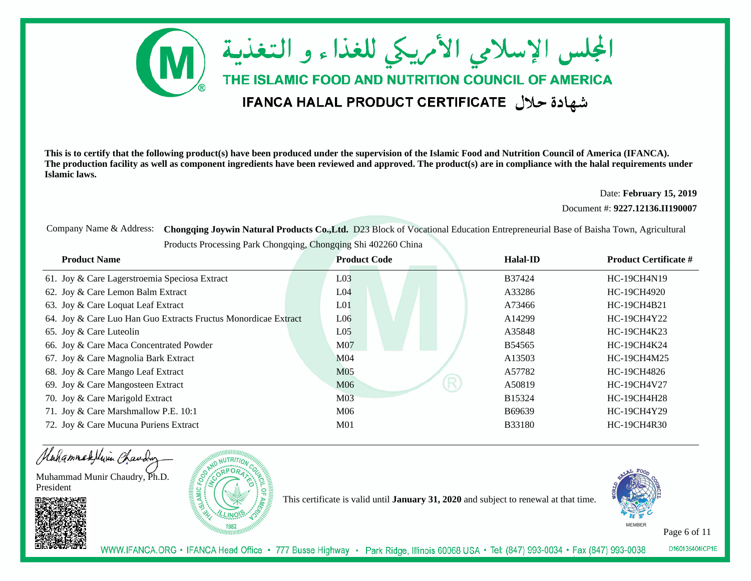# المجلس الإسلامي الأمريكي للغذاء و التغذية

## THE ISLAMIC FOOD AND NUTRITION COUNCIL OF AMERICA

### IFANCA HALAL PRODUCT CERTIFICATE شهادة حلال

**This is to certify that the following product(s) have been produced under the supervision of the Islamic Food and Nutrition Council of America (IFANCA). The production facility as well as component ingredients have been reviewed and approved. The product(s) are in compliance with the halal requirements under Islamic laws.**

Date: **February 15, 2019**

Document #: **9227.12136.II190007**

Company Name & Address: **Chongqing Joywin Natural Products Co.,Ltd.** D23 Block of Vocational Education Entrepreneurial Base of Baisha Town, Agricultural Products Processing Park Chongqing, Chongqing Shi 402260 China

| Product Name | Product Code | Halal-ID | Product Certificate # |
|---|---|---|---|
| 61. Joy & Care Lagerstroemia Speciosa Extract | L03 | B37424 | HC-19CH4N19 |
| 62. Joy & Care Lemon Balm Extract | L04 | A33286 | HC-19CH4920 |
| 63. Joy & Care Loquat Leaf Extract | L01 | A73466 | HC-19CH4B21 |
| 64. Joy & Care Luo Han Guo Extracts Fructus Monordicae Extract | L06 | A14299 | HC-19CH4Y22 |
| 65. Joy & Care Luteolin | L05 | A35848 | HC-19CH4K23 |
| 66. Joy & Care Maca Concentrated Powder | M07 | B54565 | HC-19CH4K24 |
| 67. Joy & Care Magnolia Bark Extract | M04 | A13503 | HC-19CH4M25 |
| 68. Joy & Care Mango Leaf Extract | M05 | A57782 | HC-19CH4826 |
| 69. Joy & Care Mangosteen Extract | M06 | A50819 | HC-19CH4V27 |
| 70. Joy & Care Marigold Extract | M03 | B15324 | HC-19CH4H28 |
| 71. Joy & Care Marshmallow P.E. 10:1 | M06 | B69639 | HC-19CH4Y29 |
| 72. Joy & Care Mucuna Puriens Extract | M01 | B33180 | HC-19CH4R30 |

Muhammad Munir Chaudry, Ph.D.
President

This certificate is valid until **January 31, 2020** and subject to renewal at that time.

MEMBER

WWW.IFANCA.ORG • IFANCA Head Office • 777 Busse Highway • Park Ridge, Illinois 60068 USA • Tel: (847) 993-0034 • Fax (847) 993-0038

D160135404ICP1E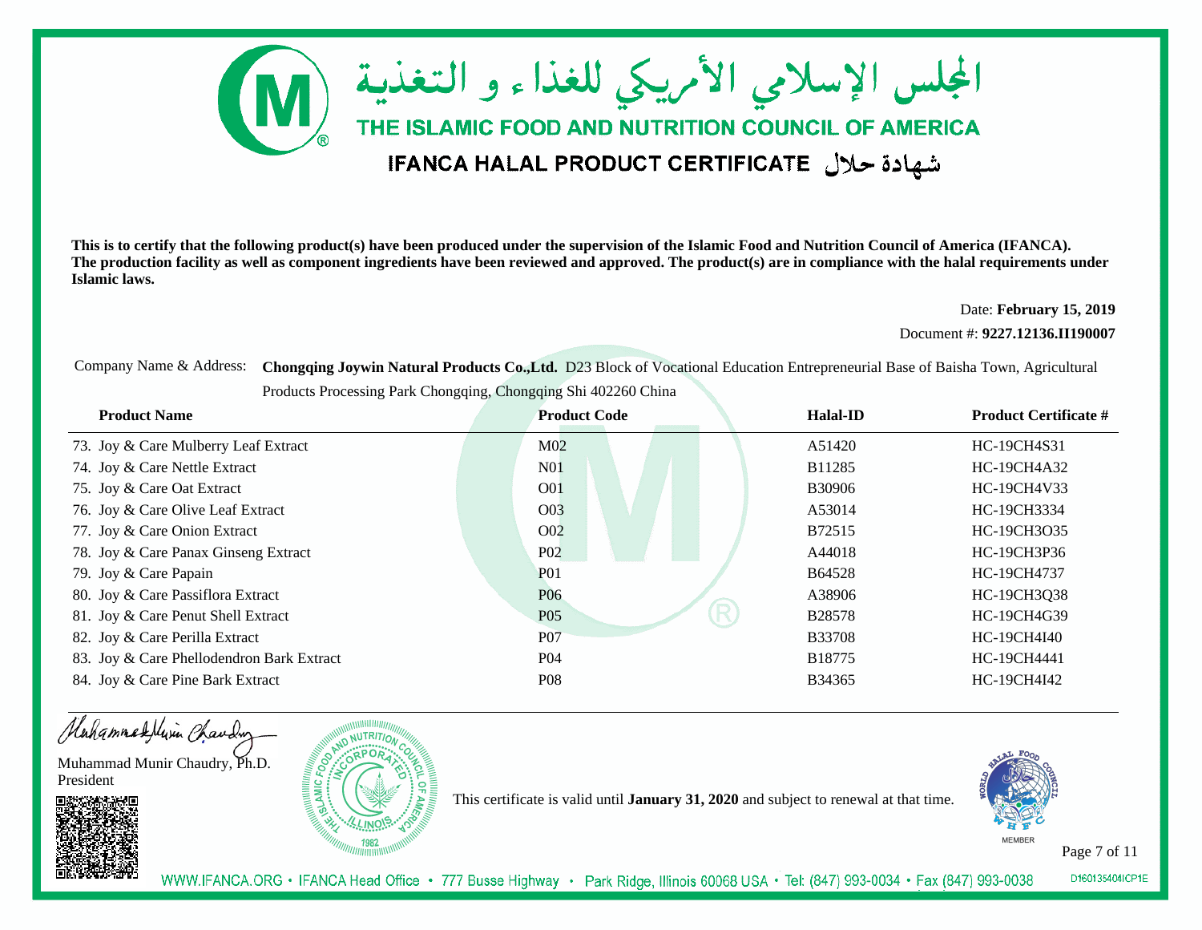المجلس الإسلامي الأمريكي للغذاء و التغذية

# THE ISLAMIC FOOD AND NUTRITION COUNCIL OF AMERICA

## IFANCA HALAL PRODUCT CERTIFICATE شهادة حلال

**This is to certify that the following product(s) have been produced under the supervision of the Islamic Food and Nutrition Council of America (IFANCA). The production facility as well as component ingredients have been reviewed and approved. The product(s) are in compliance with the halal requirements under Islamic laws.**

Date: **February 15, 2019**

Document #: **9227.12136.II190007**

Company Name & Address: **Chongqing Joywin Natural Products Co.,Ltd.** D23 Block of Vocational Education Entrepreneurial Base of Baisha Town, Agricultural Products Processing Park Chongqing, Chongqing Shi 402260 China

| Product Name | Product Code | Halal-ID | Product Certificate # |
|---|---|---|---|
| 73. Joy & Care Mulberry Leaf Extract | M02 | A51420 | HC-19CH4S31 |
| 74. Joy & Care Nettle Extract | N01 | B11285 | HC-19CH4A32 |
| 75. Joy & Care Oat Extract | O01 | B30906 | HC-19CH4V33 |
| 76. Joy & Care Olive Leaf Extract | O03 | A53014 | HC-19CH3334 |
| 77. Joy & Care Onion Extract | O02 | B72515 | HC-19CH3O35 |
| 78. Joy & Care Panax Ginseng Extract | P02 | A44018 | HC-19CH3P36 |
| 79. Joy & Care Papain | P01 | B64528 | HC-19CH4737 |
| 80. Joy & Care Passiflora Extract | P06 | A38906 | HC-19CH3Q38 |
| 81. Joy & Care Penut Shell Extract | P05 | B28578 | HC-19CH4G39 |
| 82. Joy & Care Perilla Extract | P07 | B33708 | HC-19CH4I40 |
| 83. Joy & Care Phellodendron Bark Extract | P04 | B18775 | HC-19CH4441 |
| 84. Joy & Care Pine Bark Extract | P08 | B34365 | HC-19CH4I42 |

Muhammad Munir Chaudry, Ph.D.
President

This certificate is valid until **January 31, 2020** and subject to renewal at that time.

MEMBER

WWW.IFANCA.ORG • IFANCA Head Office • 777 Busse Highway • Park Ridge, Illinois 60068 USA • Tel: (847) 993-0034 • Fax (847) 993-0038

D160135404ICP1E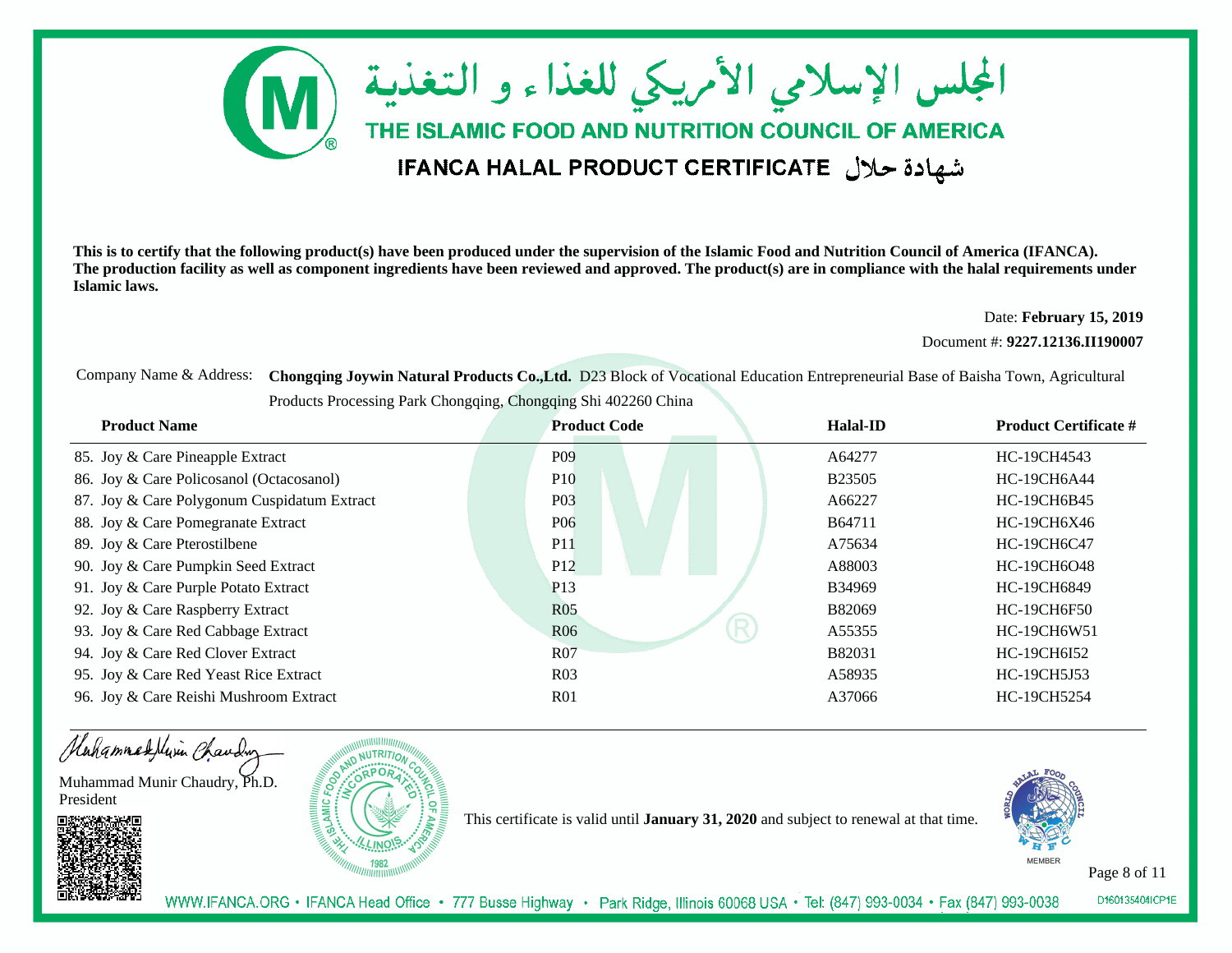# المجلس الإسلامي الأمريكي للغذاء و التغذية

## THE ISLAMIC FOOD AND NUTRITION COUNCIL OF AMERICA

## IFANCA HALAL PRODUCT CERTIFICATE شهادة حلال

**This is to certify that the following product(s) have been produced under the supervision of the Islamic Food and Nutrition Council of America (IFANCA). The production facility as well as component ingredients have been reviewed and approved. The product(s) are in compliance with the halal requirements under Islamic laws.**

Date: **February 15, 2019**

Document #: **9227.12136.II190007**

Company Name & Address: **Chongqing Joywin Natural Products Co.,Ltd.** D23 Block of Vocational Education Entrepreneurial Base of Baisha Town, Agricultural Products Processing Park Chongqing, Chongqing Shi 402260 China

| Product Name | Product Code | Halal-ID | Product Certificate # |
|---|---|---|---|
| 85. Joy & Care Pineapple Extract | P09 | A64277 | HC-19CH4543 |
| 86. Joy & Care Policosanol (Octacosanol) | P10 | B23505 | HC-19CH6A44 |
| 87. Joy & Care Polygonum Cuspidatum Extract | P03 | A66227 | HC-19CH6B45 |
| 88. Joy & Care Pomegranate Extract | P06 | B64711 | HC-19CH6X46 |
| 89. Joy & Care Pterostilbene | P11 | A75634 | HC-19CH6C47 |
| 90. Joy & Care Pumpkin Seed Extract | P12 | A88003 | HC-19CH6O48 |
| 91. Joy & Care Purple Potato Extract | P13 | B34969 | HC-19CH6849 |
| 92. Joy & Care Raspberry Extract | R05 | B82069 | HC-19CH6F50 |
| 93. Joy & Care Red Cabbage Extract | R06 | A55355 | HC-19CH6W51 |
| 94. Joy & Care Red Clover Extract | R07 | B82031 | HC-19CH6I52 |
| 95. Joy & Care Red Yeast Rice Extract | R03 | A58935 | HC-19CH5J53 |
| 96. Joy & Care Reishi Mushroom Extract | R01 | A37066 | HC-19CH5254 |

Muhammad Munir Chaudry, Ph.D.
President

This certificate is valid until **January 31, 2020** and subject to renewal at that time.

MEMBER

WWW.IFANCA.ORG • IFANCA Head Office • 777 Busse Highway • Park Ridge, Illinois 60068 USA • Tel: (847) 993-0034 • Fax (847) 993-0038

D160135404ICP1E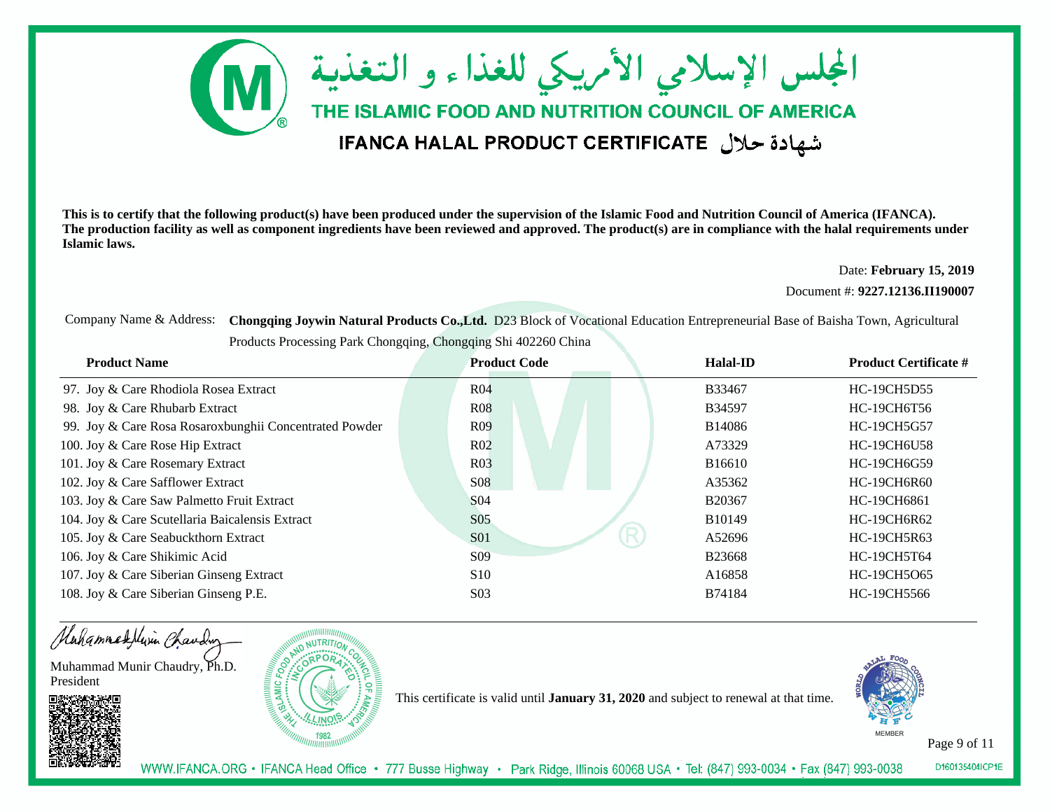# المجلس الإسلامي الأمريكي للغذاء و التغذية

## THE ISLAMIC FOOD AND NUTRITION COUNCIL OF AMERICA

## IFANCA HALAL PRODUCT CERTIFICATE شهادة حلال

**This is to certify that the following product(s) have been produced under the supervision of the Islamic Food and Nutrition Council of America (IFANCA). The production facility as well as component ingredients have been reviewed and approved. The product(s) are in compliance with the halal requirements under Islamic laws.**

Date: **February 15, 2019**

Document #: **9227.12136.II190007**

Company Name & Address: **Chongqing Joywin Natural Products Co.,Ltd.** D23 Block of Vocational Education Entrepreneurial Base of Baisha Town, Agricultural Products Processing Park Chongqing, Chongqing Shi 402260 China

| Product Name | Product Code | Halal-ID | Product Certificate # |
|---|---|---|---|
| 97. Joy & Care Rhodiola Rosea Extract | R04 | B33467 | HC-19CH5D55 |
| 98. Joy & Care Rhubarb Extract | R08 | B34597 | HC-19CH6T56 |
| 99. Joy & Care Rosa Rosaroxbunghii Concentrated Powder | R09 | B14086 | HC-19CH5G57 |
| 100. Joy & Care Rose Hip Extract | R02 | A73329 | HC-19CH6U58 |
| 101. Joy & Care Rosemary Extract | R03 | B16610 | HC-19CH6G59 |
| 102. Joy & Care Safflower Extract | S08 | A35362 | HC-19CH6R60 |
| 103. Joy & Care Saw Palmetto Fruit Extract | S04 | B20367 | HC-19CH6861 |
| 104. Joy & Care Scutellaria Baicalensis Extract | S05 | B10149 | HC-19CH6R62 |
| 105. Joy & Care Seabuckthorn Extract | S01 | A52696 | HC-19CH5R63 |
| 106. Joy & Care Shikimic Acid | S09 | B23668 | HC-19CH5T64 |
| 107. Joy & Care Siberian Ginseng Extract | S10 | A16858 | HC-19CH5O65 |
| 108. Joy & Care Siberian Ginseng P.E. | S03 | B74184 | HC-19CH5566 |

Muhammad Munir Chaudry, Ph.D.
President

This certificate is valid until **January 31, 2020** and subject to renewal at that time.

MEMBER

WWW.IFANCA.ORG • IFANCA Head Office • 777 Busse Highway • Park Ridge, Illinois 60068 USA • Tel: (847) 993-0034 • Fax (847) 993-0038

D160135404ICP1E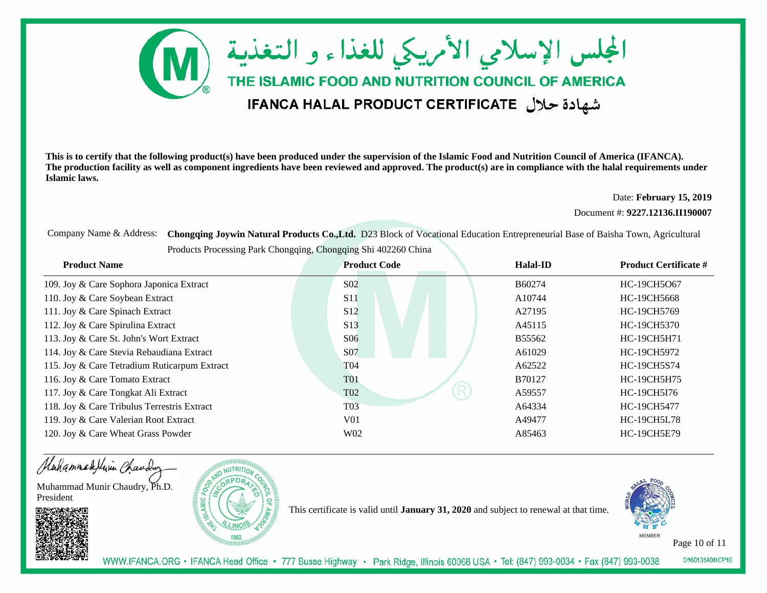# المجلس الإسلامي الأمريكي للغذاء و التغذية

## THE ISLAMIC FOOD AND NUTRITION COUNCIL OF AMERICA

## IFANCA HALAL PRODUCT CERTIFICATE شهادة حلال

**This is to certify that the following product(s) have been produced under the supervision of the Islamic Food and Nutrition Council of America (IFANCA). The production facility as well as component ingredients have been reviewed and approved. The product(s) are in compliance with the halal requirements under Islamic laws.**

Date: **February 15, 2019**

Document #: **9227.12136.II190007**

Company Name & Address: **Chongqing Joywin Natural Products Co.,Ltd.** D23 Block of Vocational Education Entrepreneurial Base of Baisha Town, Agricultural Products Processing Park Chongqing, Chongqing Shi 402260 China

| Product Name | Product Code | Halal-ID | Product Certificate # |
|---|---|---|---|
| 109. Joy & Care Sophora Japonica Extract | S02 | B60274 | HC-19CH5O67 |
| 110. Joy & Care Soybean Extract | S11 | A10744 | HC-19CH5668 |
| 111. Joy & Care Spinach Extract | S12 | A27195 | HC-19CH5769 |
| 112. Joy & Care Spirulina Extract | S13 | A45115 | HC-19CH5370 |
| 113. Joy & Care St. John's Wort Extract | S06 | B55562 | HC-19CH5H71 |
| 114. Joy & Care Stevia Rebaudiana Extract | S07 | A61029 | HC-19CH5972 |
| 115. Joy & Care Tetradium Ruticarpum Extract | T04 | A62522 | HC-19CH5S74 |
| 116. Joy & Care Tomato Extract | T01 | B70127 | HC-19CH5H75 |
| 117. Joy & Care Tongkat Ali Extract | T02 | A59557 | HC-19CH5I76 |
| 118. Joy & Care Tribulus Terrestris Extract | T03 | A64334 | HC-19CH5477 |
| 119. Joy & Care Valerian Root Extract | V01 | A49477 | HC-19CH5L78 |
| 120. Joy & Care Wheat Grass Powder | W02 | A85463 | HC-19CH5E79 |

Muhammad Munir Chaudry, Ph.D.
President

This certificate is valid until **January 31, 2020** and subject to renewal at that time.

MEMBER

WWW.IFANCA.ORG • IFANCA Head Office • 777 Busse Highway • Park Ridge, Illinois 60068 USA • Tel: (847) 993-0034 • Fax (847) 993-0038

D160135404ICP1E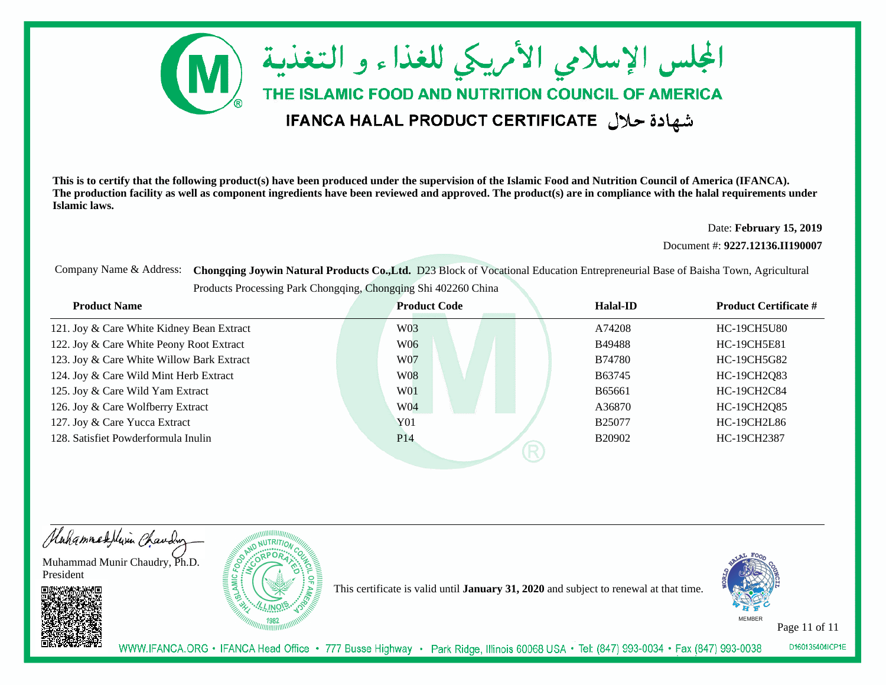# المجلس الإسلامي الأمريكي للغذاء و التغذية

## THE ISLAMIC FOOD AND NUTRITION COUNCIL OF AMERICA

## IFANCA HALAL PRODUCT CERTIFICATE شهادة حلال

**This is to certify that the following product(s) have been produced under the supervision of the Islamic Food and Nutrition Council of America (IFANCA). The production facility as well as component ingredients have been reviewed and approved. The product(s) are in compliance with the halal requirements under Islamic laws.**

Date: **February 15, 2019**

Document #: **9227.12136.II190007**

Company Name & Address: **Chongqing Joywin Natural Products Co.,Ltd.** D23 Block of Vocational Education Entrepreneurial Base of Baisha Town, Agricultural Products Processing Park Chongqing, Chongqing Shi 402260 China

| Product Name | Product Code | Halal-ID | Product Certificate # |
|---|---|---|---|
| 121. Joy & Care White Kidney Bean Extract | W03 | A74208 | HC-19CH5U80 |
| 122. Joy & Care White Peony Root Extract | W06 | B49488 | HC-19CH5E81 |
| 123. Joy & Care White Willow Bark Extract | W07 | B74780 | HC-19CH5G82 |
| 124. Joy & Care Wild Mint Herb Extract | W08 | B63745 | HC-19CH2Q83 |
| 125. Joy & Care Wild Yam Extract | W01 | B65661 | HC-19CH2C84 |
| 126. Joy & Care Wolfberry Extract | W04 | A36870 | HC-19CH2Q85 |
| 127. Joy & Care Yucca Extract | Y01 | B25077 | HC-19CH2L86 |
| 128. Satisfiet Powderformula Inulin | P14 | B20902 | HC-19CH2387 |

Muhammad Munir Chaudry, Ph.D.
President

This certificate is valid until **January 31, 2020** and subject to renewal at that time.

MEMBER

WWW.IFANCA.ORG • IFANCA Head Office • 777 Busse Highway • Park Ridge, Illinois 60068 USA • Tel: (847) 993-0034 • Fax (847) 993-0038

D160135404ICP1E